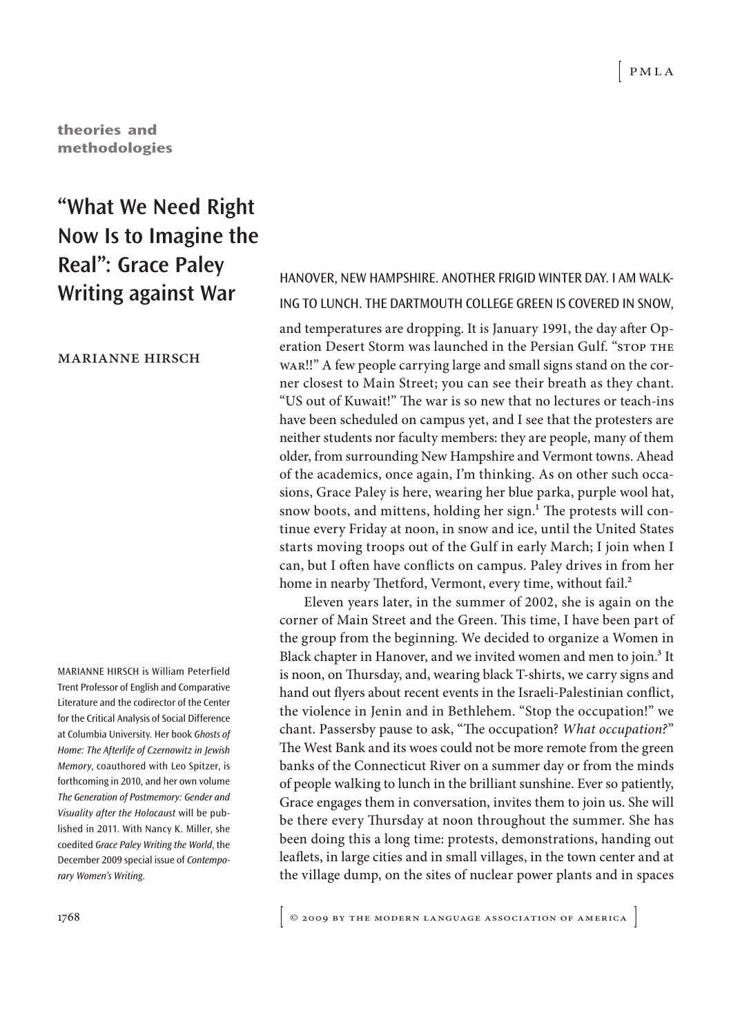theories and methodologies

# "What We Need Right Now Is to Imagine the Real": Grace Paley Writing against War

MARIANNE HIRSCH

MARIANNE HIRSCH is William Peterfield Trent Professor of English and Comparative Literature and the codirector of the Center for the Critical Analysis of Social Difference at Columbia University. Her book *Ghosts of Home: The Afterlife of Czernowitz in Jewish Memory*, coauthored with Leo Spitzer, is forthcoming in 2010, and her own volume *The Generation of Postmemory: Gender and Visuality after the Holocaust* will be published in 2011. With Nancy K. Miller, she coedited *Grace Paley Writing the World*, the December 2009 special issue of *Contemporary Women's Writing*.

HANOVER, NEW HAMPSHIRE. ANOTHER FRIGID WINTER DAY. I AM WALKING TO LUNCH. THE DARTMOUTH COLLEGE GREEN IS COVERED IN SNOW, and temperatures are dropping. It is January 1991, the day after Operation Desert Storm was launched in the Persian Gulf. "STOP THE WAR!!" A few people carrying large and small signs stand on the corner closest to Main Street; you can see their breath as they chant. "US out of Kuwait!" The war is so new that no lectures or teach-ins have been scheduled on campus yet, and I see that the protesters are neither students nor faculty members: they are people, many of them older, from surrounding New Hampshire and Vermont towns. Ahead of the academics, once again, I'm thinking. As on other such occasions, Grace Paley is here, wearing her blue parka, purple wool hat, snow boots, and mittens, holding her sign.[1] The protests will continue every Friday at noon, in snow and ice, until the United States starts moving troops out of the Gulf in early March; I join when I can, but I often have conflicts on campus. Paley drives in from her home in nearby Thetford, Vermont, every time, without fail.[2]

Eleven years later, in the summer of 2002, she is again on the corner of Main Street and the Green. This time, I have been part of the group from the beginning. We decided to organize a Women in Black chapter in Hanover, and we invited women and men to join.[3] It is noon, on Thursday, and, wearing black T-shirts, we carry signs and hand out flyers about recent events in the Israeli-Palestinian conflict, the violence in Jenin and in Bethlehem. "Stop the occupation!" we chant. Passersby pause to ask, "The occupation? *What occupation?*" The West Bank and its woes could not be more remote from the green banks of the Connecticut River on a summer day or from the minds of people walking to lunch in the brilliant sunshine. Ever so patiently, Grace engages them in conversation, invites them to join us. She will be there every Thursday at noon throughout the summer. She has been doing this a long time: protests, demonstrations, handing out leaflets, in large cities and in small villages, in the town center and at the village dump, on the sites of nuclear power plants and in spaces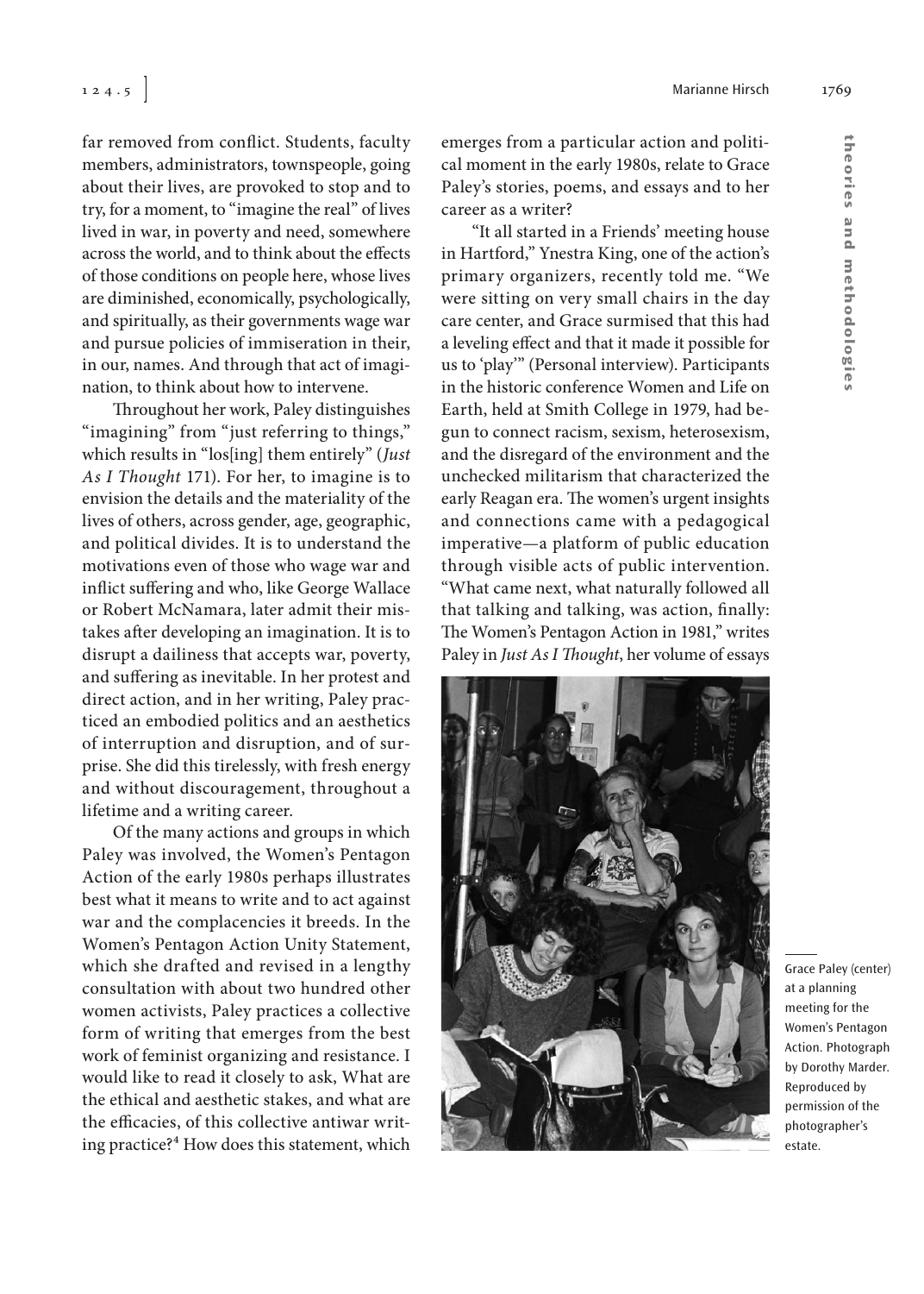far removed from conflict. Students, faculty members, administrators, townspeople, going about their lives, are provoked to stop and to try, for a moment, to "imagine the real" of lives lived in war, in poverty and need, somewhere across the world, and to think about the effects of those conditions on people here, whose lives are diminished, economically, psychologically, and spiritually, as their governments wage war and pursue policies of immiseration in their, in our, names. And through that act of imagination, to think about how to intervene.

Throughout her work, Paley distinguishes "imagining" from "just referring to things," which results in "los[ing] them entirely" (*Just As I Thought* 171). For her, to imagine is to envision the details and the materiality of the lives of others, across gender, age, geographic, and political divides. It is to understand the motivations even of those who wage war and inflict suffering and who, like George Wallace or Robert McNamara, later admit their mistakes after developing an imagination. It is to disrupt a dailiness that accepts war, poverty, and suffering as inevitable. In her protest and direct action, and in her writing, Paley practiced an embodied politics and an aesthetics of interruption and disruption, and of surprise. She did this tirelessly, with fresh energy and without discouragement, throughout a lifetime and a writing career.

Of the many actions and groups in which Paley was involved, the Women's Pentagon Action of the early 1980s perhaps illustrates best what it means to write and to act against war and the complacencies it breeds. In the Women's Pentagon Action Unity Statement, which she drafted and revised in a lengthy consultation with about two hundred other women activists, Paley practices a collective form of writing that emerges from the best work of feminist organizing and resistance. I would like to read it closely to ask, What are the ethical and aesthetic stakes, and what are the efficacies, of this collective antiwar writing practice?[4] How does this statement, which emerges from a particular action and political moment in the early 1980s, relate to Grace Paley's stories, poems, and essays and to her career as a writer?

"It all started in a Friends' meeting house in Hartford," Ynestra King, one of the action's primary organizers, recently told me. "We were sitting on very small chairs in the day care center, and Grace surmised that this had a leveling effect and that it made it possible for us to 'play'" (Personal interview). Participants in the historic conference Women and Life on Earth, held at Smith College in 1979, had begun to connect racism, sexism, heterosexism, and the disregard of the environment and the unchecked militarism that characterized the early Reagan era. The women's urgent insights and connections came with a pedagogical imperative—a platform of public education through visible acts of public intervention. "What came next, what naturally followed all that talking and talking, was action, finally: The Women's Pentagon Action in 1981," writes Paley in *Just As I Thought*, her volume of essays

Grace Paley (center) at a planning meeting for the Women's Pentagon Action. Photograph by Dorothy Marder. Reproduced by permission of the photographer's estate.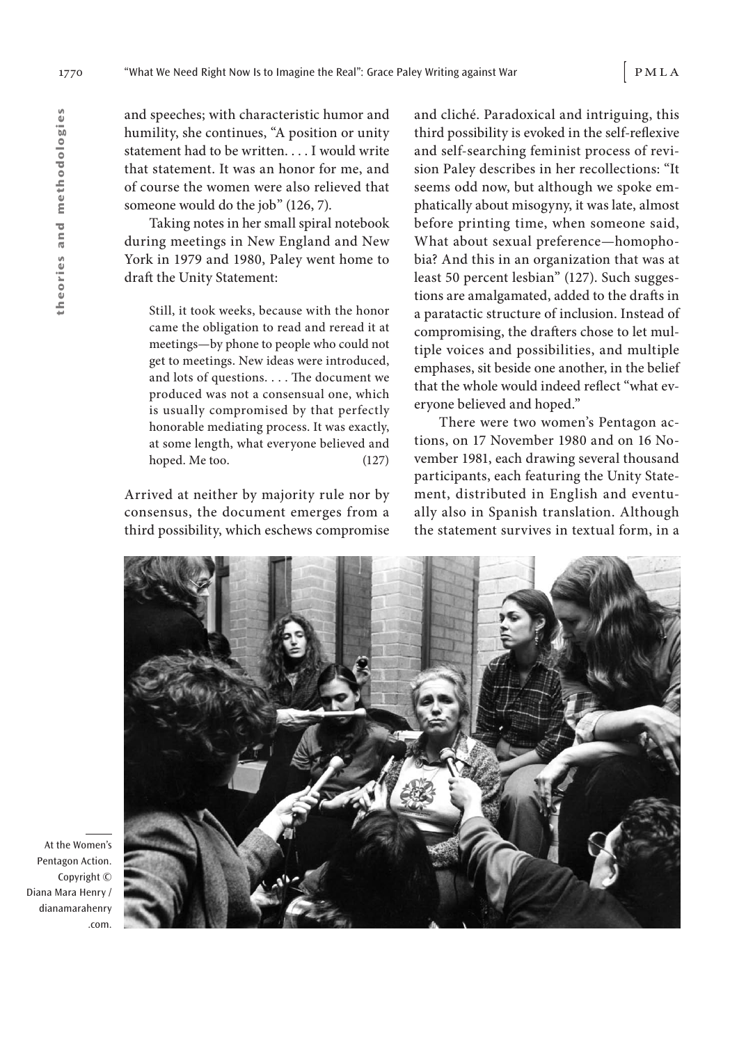and speeches; with characteristic humor and humility, she continues, "A position or unity statement had to be written. . . . I would write that statement. It was an honor for me, and of course the women were also relieved that someone would do the job" (126, 7).

Taking notes in her small spiral notebook during meetings in New England and New York in 1979 and 1980, Paley went home to draft the Unity Statement:

> Still, it took weeks, because with the honor came the obligation to read and reread it at meetings—by phone to people who could not get to meetings. New ideas were introduced, and lots of questions. . . . The document we produced was not a consensual one, which is usually compromised by that perfectly honorable mediating process. It was exactly, at some length, what everyone believed and hoped. Me too. (127)

Arrived at neither by majority rule nor by consensus, the document emerges from a third possibility, which eschews compromise and cliché. Paradoxical and intriguing, this third possibility is evoked in the self-reflexive and self-searching feminist process of revision Paley describes in her recollections: "It seems odd now, but although we spoke emphatically about misogyny, it was late, almost before printing time, when someone said, What about sexual preference—homophobia? And this in an organization that was at least 50 percent lesbian" (127). Such suggestions are amalgamated, added to the drafts in a paratactic structure of inclusion. Instead of compromising, the drafters chose to let multiple voices and possibilities, and multiple emphases, sit beside one another, in the belief that the whole would indeed reflect "what everyone believed and hoped."

There were two women's Pentagon actions, on 17 November 1980 and on 16 November 1981, each drawing several thousand participants, each featuring the Unity Statement, distributed in English and eventually also in Spanish translation. Although the statement survives in textual form, in a

At the Women's Pentagon Action. Copyright © Diana Mara Henry / dianamarahenry.com.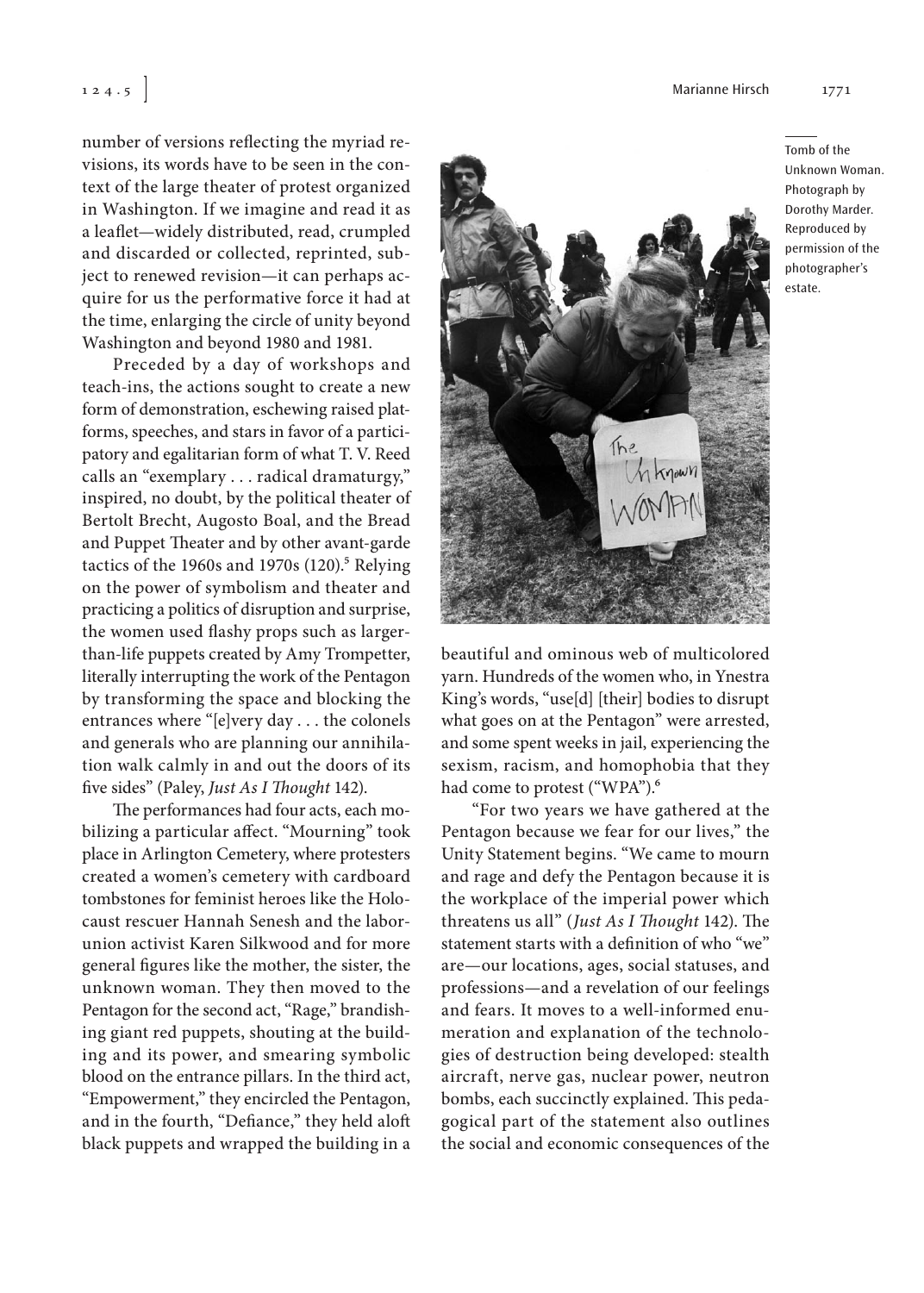number of versions reflecting the myriad revisions, its words have to be seen in the context of the large theater of protest organized in Washington. If we imagine and read it as a leaflet—widely distributed, read, crumpled and discarded or collected, reprinted, subject to renewed revision—it can perhaps acquire for us the performative force it had at the time, enlarging the circle of unity beyond Washington and beyond 1980 and 1981.

Preceded by a day of workshops and teach-ins, the actions sought to create a new form of demonstration, eschewing raised platforms, speeches, and stars in favor of a participatory and egalitarian form of what T. V. Reed calls an "exemplary . . . radical dramaturgy," inspired, no doubt, by the political theater of Bertolt Brecht, Augosto Boal, and the Bread and Puppet Theater and by other avant-garde tactics of the 1960s and 1970s (120).[5] Relying on the power of symbolism and theater and practicing a politics of disruption and surprise, the women used flashy props such as larger-than-life puppets created by Amy Trompetter, literally interrupting the work of the Pentagon by transforming the space and blocking the entrances where "[e]very day . . . the colonels and generals who are planning our annihilation walk calmly in and out the doors of its five sides" (Paley, *Just As I Thought* 142).

The performances had four acts, each mobilizing a particular affect. "Mourning" took place in Arlington Cemetery, where protesters created a women's cemetery with cardboard tombstones for feminist heroes like the Holocaust rescuer Hannah Senesh and the labor-union activist Karen Silkwood and for more general figures like the mother, the sister, the unknown woman. They then moved to the Pentagon for the second act, "Rage," brandishing giant red puppets, shouting at the building and its power, and smearing symbolic blood on the entrance pillars. In the third act, "Empowerment," they encircled the Pentagon, and in the fourth, "Defiance," they held aloft black puppets and wrapped the building in a beautiful and ominous web of multicolored yarn. Hundreds of the women who, in Ynestra King's words, "use[d] [their] bodies to disrupt what goes on at the Pentagon" were arrested, and some spent weeks in jail, experiencing the sexism, racism, and homophobia that they had come to protest ("WPA").[6]

Tomb of the Unknown Woman. Photograph by Dorothy Marder. Reproduced by permission of the photographer's estate.

"For two years we have gathered at the Pentagon because we fear for our lives," the Unity Statement begins. "We came to mourn and rage and defy the Pentagon because it is the workplace of the imperial power which threatens us all" (*Just As I Thought* 142). The statement starts with a definition of who "we" are—our locations, ages, social statuses, and professions—and a revelation of our feelings and fears. It moves to a well-informed enumeration and explanation of the technologies of destruction being developed: stealth aircraft, nerve gas, nuclear power, neutron bombs, each succinctly explained. This pedagogical part of the statement also outlines the social and economic consequences of the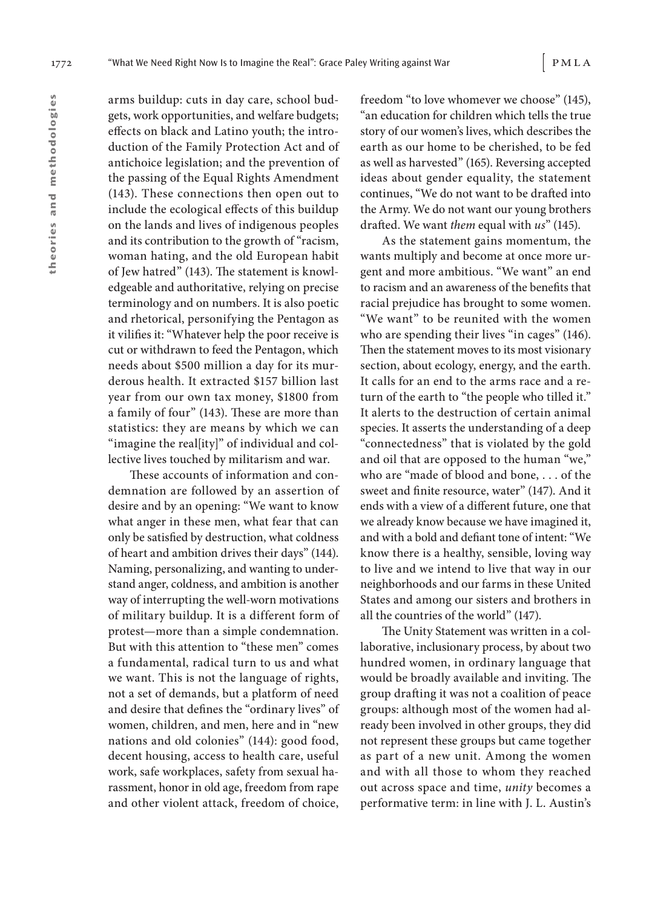arms buildup: cuts in day care, school budgets, work opportunities, and welfare budgets; effects on black and Latino youth; the introduction of the Family Protection Act and of antichoice legislation; and the prevention of the passing of the Equal Rights Amendment (143). These connections then open out to include the ecological effects of this buildup on the lands and lives of indigenous peoples and its contribution to the growth of "racism, woman hating, and the old European habit of Jew hatred" (143). The statement is knowledgeable and authoritative, relying on precise terminology and on numbers. It is also poetic and rhetorical, personifying the Pentagon as it vilifies it: "Whatever help the poor receive is cut or withdrawn to feed the Pentagon, which needs about $500 million a day for its murderous health. It extracted $157 billion last year from our own tax money, $1800 from a family of four" (143). These are more than statistics: they are means by which we can "imagine the real[ity]" of individual and collective lives touched by militarism and war.

These accounts of information and condemnation are followed by an assertion of desire and by an opening: "We want to know what anger in these men, what fear that can only be satisfied by destruction, what coldness of heart and ambition drives their days" (144). Naming, personalizing, and wanting to understand anger, coldness, and ambition is another way of interrupting the well-worn motivations of military buildup. It is a different form of protest—more than a simple condemnation. But with this attention to "these men" comes a fundamental, radical turn to us and what we want. This is not the language of rights, not a set of demands, but a platform of need and desire that defines the "ordinary lives" of women, children, and men, here and in "new nations and old colonies" (144): good food, decent housing, access to health care, useful work, safe workplaces, safety from sexual harassment, honor in old age, freedom from rape and other violent attack, freedom of choice, freedom "to love whomever we choose" (145), "an education for children which tells the true story of our women's lives, which describes the earth as our home to be cherished, to be fed as well as harvested" (165). Reversing accepted ideas about gender equality, the statement continues, "We do not want to be drafted into the Army. We do not want our young brothers drafted. We want *them* equal with *us*" (145).

As the statement gains momentum, the wants multiply and become at once more urgent and more ambitious. "We want" an end to racism and an awareness of the benefits that racial prejudice has brought to some women. "We want" to be reunited with the women who are spending their lives "in cages" (146). Then the statement moves to its most visionary section, about ecology, energy, and the earth. It calls for an end to the arms race and a return of the earth to "the people who tilled it." It alerts to the destruction of certain animal species. It asserts the understanding of a deep "connectedness" that is violated by the gold and oil that are opposed to the human "we," who are "made of blood and bone, . . . of the sweet and finite resource, water" (147). And it ends with a view of a different future, one that we already know because we have imagined it, and with a bold and defiant tone of intent: "We know there is a healthy, sensible, loving way to live and we intend to live that way in our neighborhoods and our farms in these United States and among our sisters and brothers in all the countries of the world" (147).

The Unity Statement was written in a collaborative, inclusionary process, by about two hundred women, in ordinary language that would be broadly available and inviting. The group drafting it was not a coalition of peace groups: although most of the women had already been involved in other groups, they did not represent these groups but came together as part of a new unit. Among the women and with all those to whom they reached out across space and time, *unity* becomes a performative term: in line with J. L. Austin's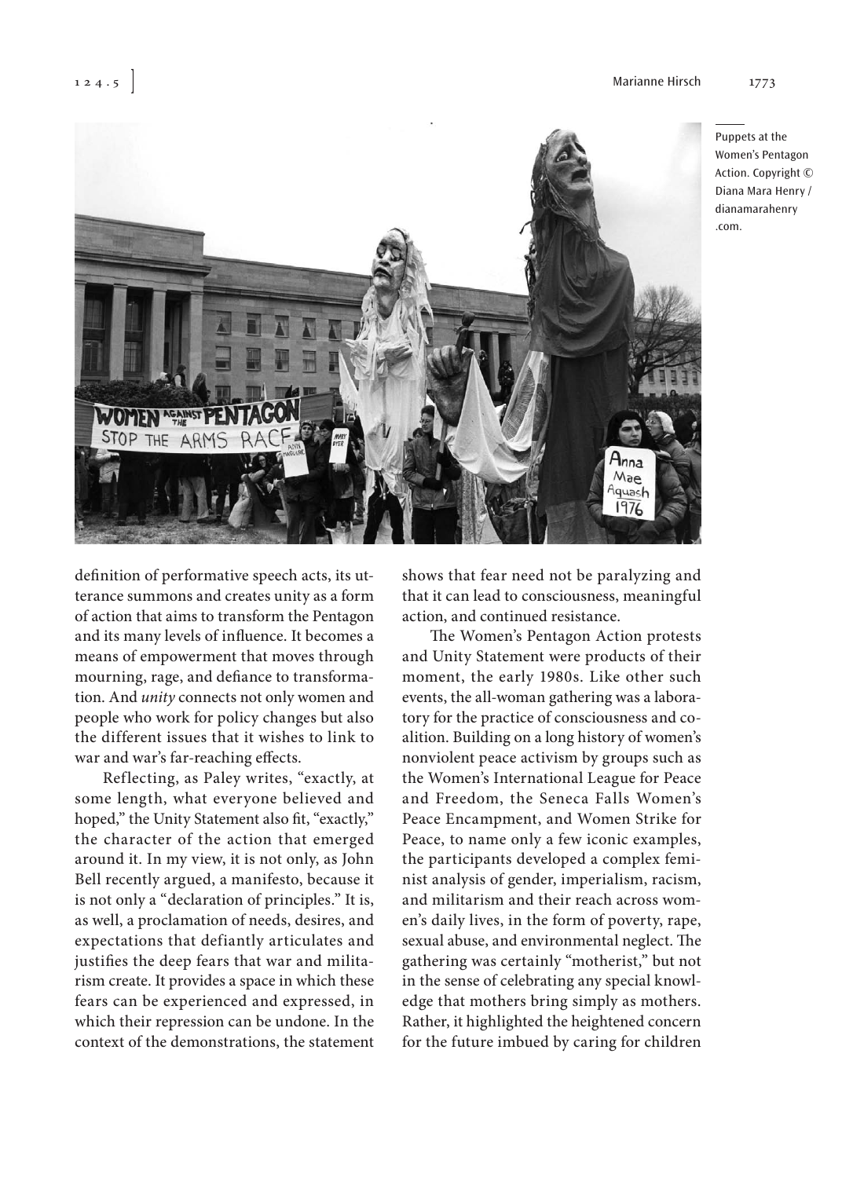Puppets at the Women's Pentagon Action. Copyright © Diana Mara Henry / dianamarahenry .com.

definition of performative speech acts, its utterance summons and creates unity as a form of action that aims to transform the Pentagon and its many levels of influence. It becomes a means of empowerment that moves through mourning, rage, and defiance to transformation. And *unity* connects not only women and people who work for policy changes but also the different issues that it wishes to link to war and war's far-reaching effects.

Reflecting, as Paley writes, "exactly, at some length, what everyone believed and hoped," the Unity Statement also fit, "exactly," the character of the action that emerged around it. In my view, it is not only, as John Bell recently argued, a manifesto, because it is not only a "declaration of principles." It is, as well, a proclamation of needs, desires, and expectations that defiantly articulates and justifies the deep fears that war and militarism create. It provides a space in which these fears can be experienced and expressed, in which their repression can be undone. In the context of the demonstrations, the statement shows that fear need not be paralyzing and that it can lead to consciousness, meaningful action, and continued resistance.

The Women's Pentagon Action protests and Unity Statement were products of their moment, the early 1980s. Like other such events, the all-woman gathering was a laboratory for the practice of consciousness and coalition. Building on a long history of women's nonviolent peace activism by groups such as the Women's International League for Peace and Freedom, the Seneca Falls Women's Peace Encampment, and Women Strike for Peace, to name only a few iconic examples, the participants developed a complex feminist analysis of gender, imperialism, racism, and militarism and their reach across women's daily lives, in the form of poverty, rape, sexual abuse, and environmental neglect. The gathering was certainly "motherist," but not in the sense of celebrating any special knowledge that mothers bring simply as mothers. Rather, it highlighted the heightened concern for the future imbued by caring for children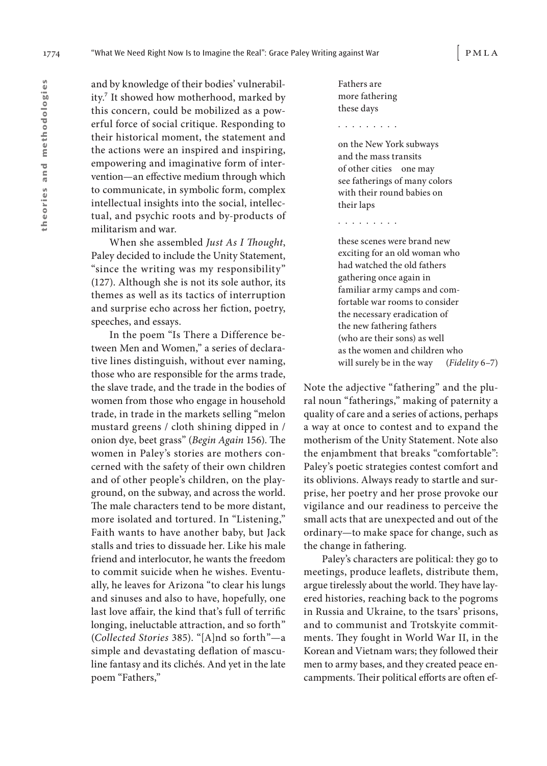and by knowledge of their bodies' vulnerability.[7] It showed how motherhood, marked by this concern, could be mobilized as a powerful force of social critique. Responding to their historical moment, the statement and the actions were an inspired and inspiring, empowering and imaginative form of intervention—an effective medium through which to communicate, in symbolic form, complex intellectual insights into the social, intellectual, and psychic roots and by-products of militarism and war.

When she assembled *Just As I Thought*, Paley decided to include the Unity Statement, "since the writing was my responsibility" (127). Although she is not its sole author, its themes as well as its tactics of interruption and surprise echo across her fiction, poetry, speeches, and essays.

In the poem "Is There a Difference between Men and Women," a series of declarative lines distinguish, without ever naming, those who are responsible for the arms trade, the slave trade, and the trade in the bodies of women from those who engage in household trade, in trade in the markets selling "melon mustard greens / cloth shining dipped in / onion dye, beet grass" (*Begin Again* 156). The women in Paley's stories are mothers concerned with the safety of their own children and of other people's children, on the playground, on the subway, and across the world. The male characters tend to be more distant, more isolated and tortured. In "Listening," Faith wants to have another baby, but Jack stalls and tries to dissuade her. Like his male friend and interlocutor, he wants the freedom to commit suicide when he wishes. Eventually, he leaves for Arizona "to clear his lungs and sinuses and also to have, hopefully, one last love affair, the kind that's full of terrific longing, ineluctable attraction, and so forth" (*Collected Stories* 385). "[A]nd so forth"—a simple and devastating deflation of masculine fantasy and its clichés. And yet in the late poem "Fathers,"

> Fathers are
> more fathering
> these days
>
> . . . . . . . . .
>
> on the New York subways
> and the mass transits
> of other cities    one may
> see fatherings of many colors
> with their round babies on
> their laps
>
> . . . . . . . . .
>
> these scenes were brand new
> exciting for an old woman who
> had watched the old fathers
> gathering once again in
> familiar army camps and com-
> fortable war rooms to consider
> the necessary eradication of
> the new fathering fathers
> (who are their sons) as well
> as the women and children who
> will surely be in the way    (*Fidelity* 6–7)

Note the adjective "fathering" and the plural noun "fatherings," making of paternity a quality of care and a series of actions, perhaps a way at once to contest and to expand the motherism of the Unity Statement. Note also the enjambment that breaks "comfortable": Paley's poetic strategies contest comfort and its oblivions. Always ready to startle and surprise, her poetry and her prose provoke our vigilance and our readiness to perceive the small acts that are unexpected and out of the ordinary—to make space for change, such as the change in fathering.

Paley's characters are political: they go to meetings, produce leaflets, distribute them, argue tirelessly about the world. They have layered histories, reaching back to the pogroms in Russia and Ukraine, to the tsars' prisons, and to communist and Trotskyite commitments. They fought in World War II, in the Korean and Vietnam wars; they followed their men to army bases, and they created peace encampments. Their political efforts are often ef-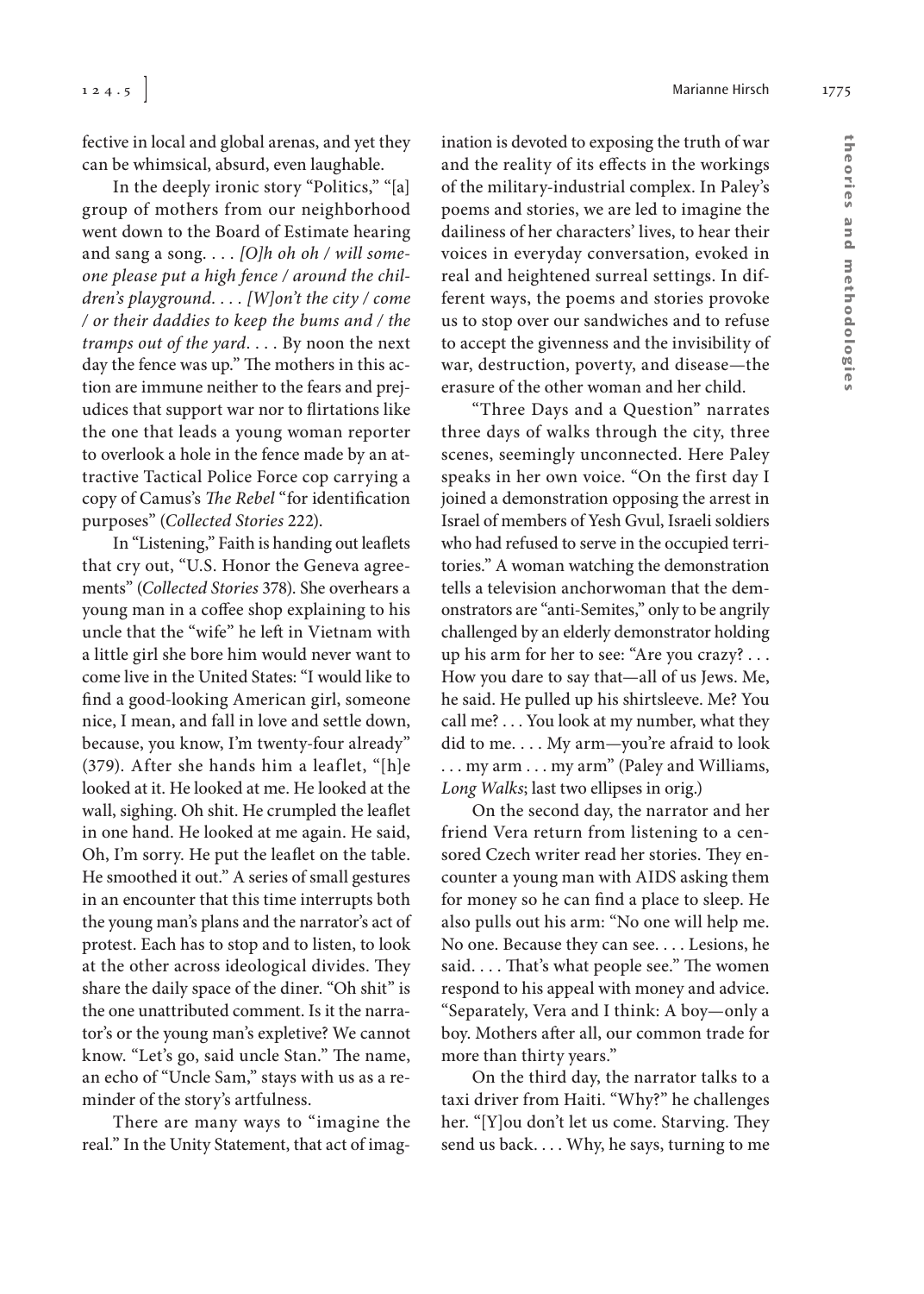fective in local and global arenas, and yet they can be whimsical, absurd, even laughable.

In the deeply ironic story "Politics," "[a] group of mothers from our neighborhood went down to the Board of Estimate hearing and sang a song. . . . *[O]h oh oh / will someone please put a high fence / around the children's playground. . . . [W]on't the city / come / or their daddies to keep the bums and / the tramps out of the yard*. . . . By noon the next day the fence was up." The mothers in this action are immune neither to the fears and prejudices that support war nor to flirtations like the one that leads a young woman reporter to overlook a hole in the fence made by an attractive Tactical Police Force cop carrying a copy of Camus's *The Rebel* "for identification purposes" (*Collected Stories* 222).

In "Listening," Faith is handing out leaflets that cry out, "U.S. Honor the Geneva agreements" (*Collected Stories* 378). She overhears a young man in a coffee shop explaining to his uncle that the "wife" he left in Vietnam with a little girl she bore him would never want to come live in the United States: "I would like to find a good-looking American girl, someone nice, I mean, and fall in love and settle down, because, you know, I'm twenty-four already" (379). After she hands him a leaflet, "[h]e looked at it. He looked at me. He looked at the wall, sighing. Oh shit. He crumpled the leaflet in one hand. He looked at me again. He said, Oh, I'm sorry. He put the leaflet on the table. He smoothed it out." A series of small gestures in an encounter that this time interrupts both the young man's plans and the narrator's act of protest. Each has to stop and to listen, to look at the other across ideological divides. They share the daily space of the diner. "Oh shit" is the one unattributed comment. Is it the narrator's or the young man's expletive? We cannot know. "Let's go, said uncle Stan." The name, an echo of "Uncle Sam," stays with us as a reminder of the story's artfulness.

There are many ways to "imagine the real." In the Unity Statement, that act of imagination is devoted to exposing the truth of war and the reality of its effects in the workings of the military-industrial complex. In Paley's poems and stories, we are led to imagine the dailiness of her characters' lives, to hear their voices in everyday conversation, evoked in real and heightened surreal settings. In different ways, the poems and stories provoke us to stop over our sandwiches and to refuse to accept the givenness and the invisibility of war, destruction, poverty, and disease—the erasure of the other woman and her child.

"Three Days and a Question" narrates three days of walks through the city, three scenes, seemingly unconnected. Here Paley speaks in her own voice. "On the first day I joined a demonstration opposing the arrest in Israel of members of Yesh Gvul, Israeli soldiers who had refused to serve in the occupied territories." A woman watching the demonstration tells a television anchorwoman that the demonstrators are "anti-Semites," only to be angrily challenged by an elderly demonstrator holding up his arm for her to see: "Are you crazy? . . . How you dare to say that—all of us Jews. Me, he said. He pulled up his shirtsleeve. Me? You call me? . . . You look at my number, what they did to me. . . . My arm—you're afraid to look . . . my arm . . . my arm" (Paley and Williams, *Long Walks*; last two ellipses in orig.)

On the second day, the narrator and her friend Vera return from listening to a censored Czech writer read her stories. They encounter a young man with AIDS asking them for money so he can find a place to sleep. He also pulls out his arm: "No one will help me. No one. Because they can see. . . . Lesions, he said. . . . That's what people see." The women respond to his appeal with money and advice. "Separately, Vera and I think: A boy—only a boy. Mothers after all, our common trade for more than thirty years."

On the third day, the narrator talks to a taxi driver from Haiti. "Why?" he challenges her. "[Y]ou don't let us come. Starving. They send us back. . . . Why, he says, turning to me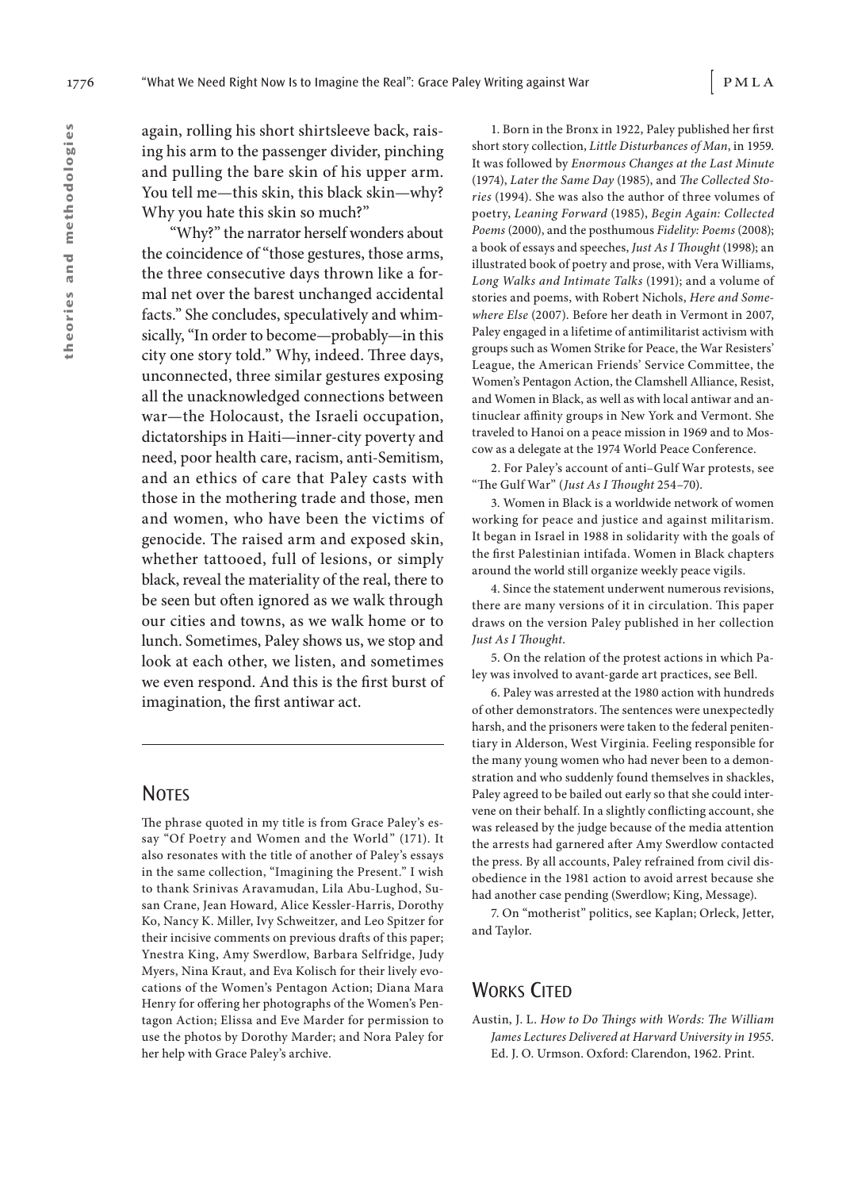again, rolling his short shirtsleeve back, raising his arm to the passenger divider, pinching and pulling the bare skin of his upper arm. You tell me—this skin, this black skin—why? Why you hate this skin so much?"

"Why?" the narrator herself wonders about the coincidence of "those gestures, those arms, the three consecutive days thrown like a formal net over the barest unchanged accidental facts." She concludes, speculatively and whimsically, "In order to become—probably—in this city one story told." Why, indeed. Three days, unconnected, three similar gestures exposing all the unacknowledged connections between war—the Holocaust, the Israeli occupation, dictatorships in Haiti—inner-city poverty and need, poor health care, racism, anti-Semitism, and an ethics of care that Paley casts with those in the mothering trade and those, men and women, who have been the victims of genocide. The raised arm and exposed skin, whether tattooed, full of lesions, or simply black, reveal the materiality of the real, there to be seen but often ignored as we walk through our cities and towns, as we walk home or to lunch. Sometimes, Paley shows us, we stop and look at each other, we listen, and sometimes we even respond. And this is the first burst of imagination, the first antiwar act.

## Notes

The phrase quoted in my title is from Grace Paley's essay "Of Poetry and Women and the World" (171). It also resonates with the title of another of Paley's essays in the same collection, "Imagining the Present." I wish to thank Srinivas Aravamudan, Lila Abu-Lughod, Susan Crane, Jean Howard, Alice Kessler-Harris, Dorothy Ko, Nancy K. Miller, Ivy Schweitzer, and Leo Spitzer for their incisive comments on previous drafts of this paper; Ynestra King, Amy Swerdlow, Barbara Selfridge, Judy Myers, Nina Kraut, and Eva Kolisch for their lively evocations of the Women's Pentagon Action; Diana Mara Henry for offering her photographs of the Women's Pentagon Action; Elissa and Eve Marder for permission to use the photos by Dorothy Marder; and Nora Paley for her help with Grace Paley's archive.

1. Born in the Bronx in 1922, Paley published her first short story collection, *Little Disturbances of Man*, in 1959. It was followed by *Enormous Changes at the Last Minute* (1974), *Later the Same Day* (1985), and *The Collected Stories* (1994). She was also the author of three volumes of poetry, *Leaning Forward* (1985), *Begin Again: Collected Poems* (2000), and the posthumous *Fidelity: Poems* (2008); a book of essays and speeches, *Just As I Thought* (1998); an illustrated book of poetry and prose, with Vera Williams, *Long Walks and Intimate Talks* (1991); and a volume of stories and poems, with Robert Nichols, *Here and Somewhere Else* (2007). Before her death in Vermont in 2007, Paley engaged in a lifetime of antimilitarist activism with groups such as Women Strike for Peace, the War Resisters' League, the American Friends' Service Committee, the Women's Pentagon Action, the Clamshell Alliance, Resist, and Women in Black, as well as with local antiwar and antinuclear affinity groups in New York and Vermont. She traveled to Hanoi on a peace mission in 1969 and to Moscow as a delegate at the 1974 World Peace Conference.

2. For Paley's account of anti–Gulf War protests, see "The Gulf War" (*Just As I Thought* 254–70).

3. Women in Black is a worldwide network of women working for peace and justice and against militarism. It began in Israel in 1988 in solidarity with the goals of the first Palestinian intifada. Women in Black chapters around the world still organize weekly peace vigils.

4. Since the statement underwent numerous revisions, there are many versions of it in circulation. This paper draws on the version Paley published in her collection *Just As I Thought*.

5. On the relation of the protest actions in which Paley was involved to avant-garde art practices, see Bell.

6. Paley was arrested at the 1980 action with hundreds of other demonstrators. The sentences were unexpectedly harsh, and the prisoners were taken to the federal penitentiary in Alderson, West Virginia. Feeling responsible for the many young women who had never been to a demonstration and who suddenly found themselves in shackles, Paley agreed to be bailed out early so that she could intervene on their behalf. In a slightly conflicting account, she was released by the judge because of the media attention the arrests had garnered after Amy Swerdlow contacted the press. By all accounts, Paley refrained from civil disobedience in the 1981 action to avoid arrest because she had another case pending (Swerdlow; King, Message).

7. On "motherist" politics, see Kaplan; Orleck, Jetter, and Taylor.

## Works Cited

Austin, J. L. *How to Do Things with Words: The William James Lectures Delivered at Harvard University in 1955*. Ed. J. O. Urmson. Oxford: Clarendon, 1962. Print.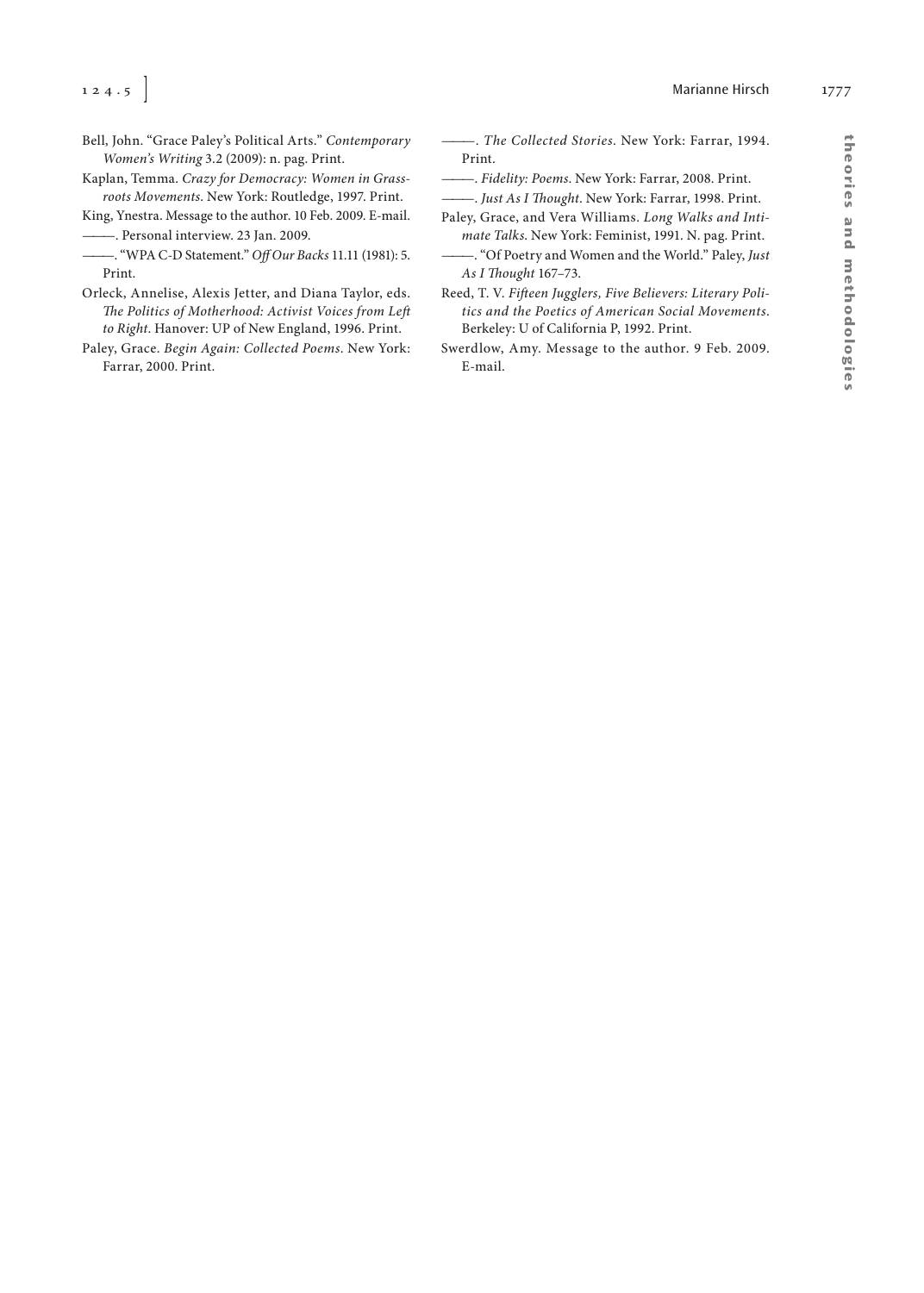Bell, John. "Grace Paley's Political Arts." *Contemporary Women's Writing* 3.2 (2009): n. pag. Print.

Kaplan, Temma. *Crazy for Democracy: Women in Grassroots Movements*. New York: Routledge, 1997. Print.

King, Ynestra. Message to the author. 10 Feb. 2009. E-mail.

———. Personal interview. 23 Jan. 2009.

———. "WPA C-D Statement." *Off Our Backs* 11.11 (1981): 5. Print.

Orleck, Annelise, Alexis Jetter, and Diana Taylor, eds. *The Politics of Motherhood: Activist Voices from Left to Right*. Hanover: UP of New England, 1996. Print.

Paley, Grace. *Begin Again: Collected Poems*. New York: Farrar, 2000. Print.

———. *The Collected Stories*. New York: Farrar, 1994. Print.

———. *Fidelity: Poems*. New York: Farrar, 2008. Print.

———. *Just As I Thought*. New York: Farrar, 1998. Print.

Paley, Grace, and Vera Williams. *Long Walks and Intimate Talks*. New York: Feminist, 1991. N. pag. Print.

———. "Of Poetry and Women and the World." Paley, *Just As I Thought* 167–73.

Reed, T. V. *Fifteen Jugglers, Five Believers: Literary Politics and the Poetics of American Social Movements*. Berkeley: U of California P, 1992. Print.

Swerdlow, Amy. Message to the author. 9 Feb. 2009. E-mail.